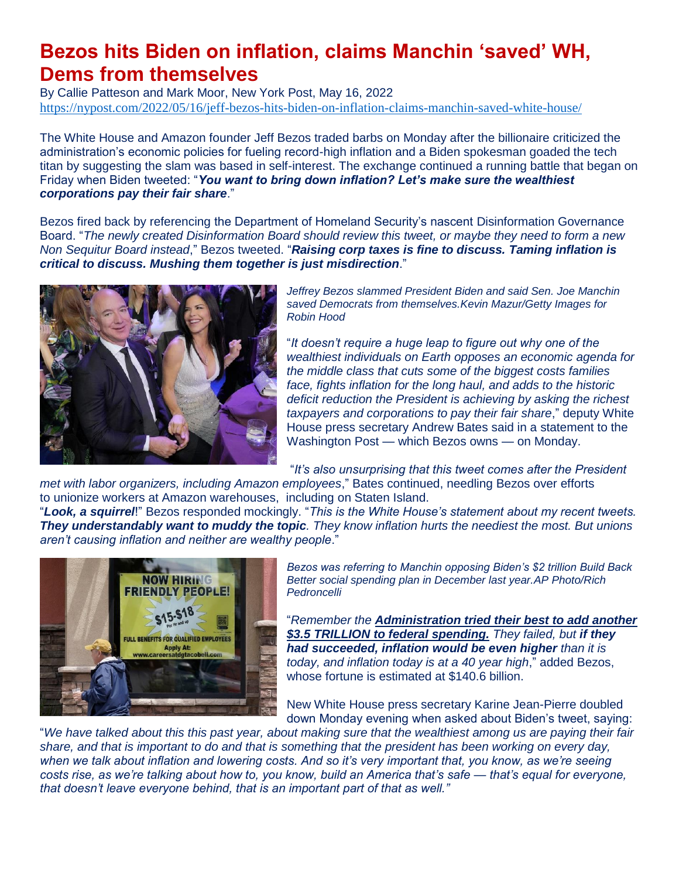# Bezos hits Biden on inflation, claims Manchin 'saved' WH, Dems from themselves

By Callie Patteson and Mark Moor, New York Post, May 16, 2022
https://nypost.com/2022/05/16/jeff-bezos-hits-biden-on-inflation-claims-manchin-saved-white-house/

The White House and Amazon founder Jeff Bezos traded barbs on Monday after the billionaire criticized the administration's economic policies for fueling record-high inflation and a Biden spokesman goaded the tech titan by suggesting the slam was based in self-interest. The exchange continued a running battle that began on Friday when Biden tweeted: "***You want to bring down inflation? Let's make sure the wealthiest corporations pay their fair share***."

Bezos fired back by referencing the Department of Homeland Security's nascent Disinformation Governance Board. "*The newly created Disinformation Board should review this tweet, or maybe they need to form a new Non Sequitur Board instead*," Bezos tweeted. "***Raising corp taxes is fine to discuss. Taming inflation is critical to discuss. Mushing them together is just misdirection***."

*Jeffrey Bezos slammed President Biden and said Sen. Joe Manchin saved Democrats from themselves.Kevin Mazur/Getty Images for Robin Hood*

"*It doesn't require a huge leap to figure out why one of the wealthiest individuals on Earth opposes an economic agenda for the middle class that cuts some of the biggest costs families face, fights inflation for the long haul, and adds to the historic deficit reduction the President is achieving by asking the richest taxpayers and corporations to pay their fair share*," deputy White House press secretary Andrew Bates said in a statement to the Washington Post — which Bezos owns — on Monday.

"*It's also unsurprising that this tweet comes after the President met with labor organizers, including Amazon employees*," Bates continued, needling Bezos over efforts to unionize workers at Amazon warehouses, including on Staten Island.

"***Look, a squirrel***!" Bezos responded mockingly. "*This is the White House's statement about my recent tweets. **They understandably want to muddy the topic**. They know inflation hurts the neediest the most. But unions aren't causing inflation and neither are wealthy people*."

*Bezos was referring to Manchin opposing Biden's $2 trillion Build Back Better social spending plan in December last year.AP Photo/Rich Pedroncelli*

"*Remember the **Administration tried their best to add another $3.5 TRILLION to federal spending.** They failed, but **if they had succeeded, inflation would be even higher** than it is today, and inflation today is at a 40 year high*," added Bezos, whose fortune is estimated at $140.6 billion.

New White House press secretary Karine Jean-Pierre doubled down Monday evening when asked about Biden's tweet, saying: "*We have talked about this this past year, about making sure that the wealthiest among us are paying their fair share, and that is important to do and that is something that the president has been working on every day, when we talk about inflation and lowering costs. And so it's very important that, you know, as we're seeing costs rise, as we're talking about how to, you know, build an America that's safe — that's equal for everyone, that doesn't leave everyone behind, that is an important part of that as well."*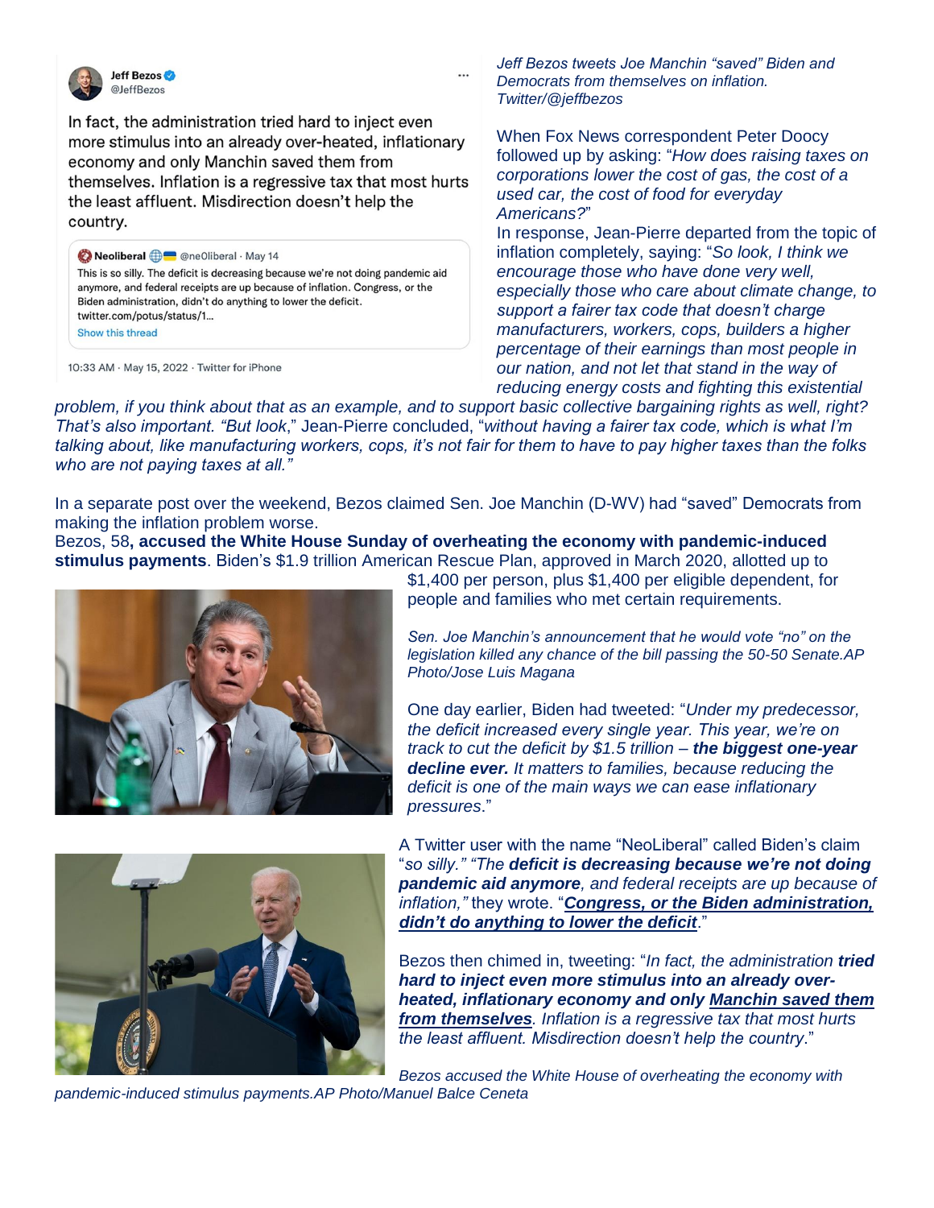Jeff Bezos @JeffBezos

In fact, the administration tried hard to inject even more stimulus into an already over-heated, inflationary economy and only Manchin saved them from themselves. Inflation is a regressive tax that most hurts the least affluent. Misdirection doesn't help the country.

Neoliberal @ne0liberal · May 14
This is so silly. The deficit is decreasing because we're not doing pandemic aid anymore, and federal receipts are up because of inflation. Congress, or the Biden administration, didn't do anything to lower the deficit. twitter.com/potus/status/1...
Show this thread

10:33 AM · May 15, 2022 · Twitter for iPhone

*Jeff Bezos tweets Joe Manchin "saved" Biden and Democrats from themselves on inflation. Twitter/@jeffbezos*

When Fox News correspondent Peter Doocy followed up by asking: "*How does raising taxes on corporations lower the cost of gas, the cost of a used car, the cost of food for everyday Americans?*"

In response, Jean-Pierre departed from the topic of inflation completely, saying: "*So look, I think we encourage those who have done very well, especially those who care about climate change, to support a fairer tax code that doesn't charge manufacturers, workers, cops, builders a higher percentage of their earnings than most people in our nation, and not let that stand in the way of reducing energy costs and fighting this existential problem, if you think about that as an example, and to support basic collective bargaining rights as well, right? That's also important. "But look*," Jean-Pierre concluded, "*without having a fairer tax code, which is what I'm talking about, like manufacturing workers, cops, it's not fair for them to have to pay higher taxes than the folks who are not paying taxes at all."*

In a separate post over the weekend, Bezos claimed Sen. Joe Manchin (D-WV) had "saved" Democrats from making the inflation problem worse.

Bezos, 58**, accused the White House Sunday of overheating the economy with pandemic-induced stimulus payments**. Biden's $1.9 trillion American Rescue Plan, approved in March 2020, allotted up to $1,400 per person, plus $1,400 per eligible dependent, for people and families who met certain requirements.

*Sen. Joe Manchin's announcement that he would vote "no" on the legislation killed any chance of the bill passing the 50-50 Senate.AP Photo/Jose Luis Magana*

One day earlier, Biden had tweeted: "*Under my predecessor, the deficit increased every single year. This year, we're on track to cut the deficit by $1.5 trillion –* ***the biggest one-year decline ever.*** *It matters to families, because reducing the deficit is one of the main ways we can ease inflationary pressures*."

A Twitter user with the name "NeoLiberal" called Biden's claim "*so silly." "The* ***deficit is decreasing because we're not doing pandemic aid anymore****, and federal receipts are up because of inflation,"* they wrote. "***Congress, or the Biden administration, didn't do anything to lower the deficit***."

Bezos then chimed in, tweeting: "*In fact, the administration* ***tried hard to inject even more stimulus into an already over-heated, inflationary economy and only Manchin saved them from themselves****. Inflation is a regressive tax that most hurts the least affluent. Misdirection doesn't help the country.*"

*Bezos accused the White House of overheating the economy with pandemic-induced stimulus payments.AP Photo/Manuel Balce Ceneta*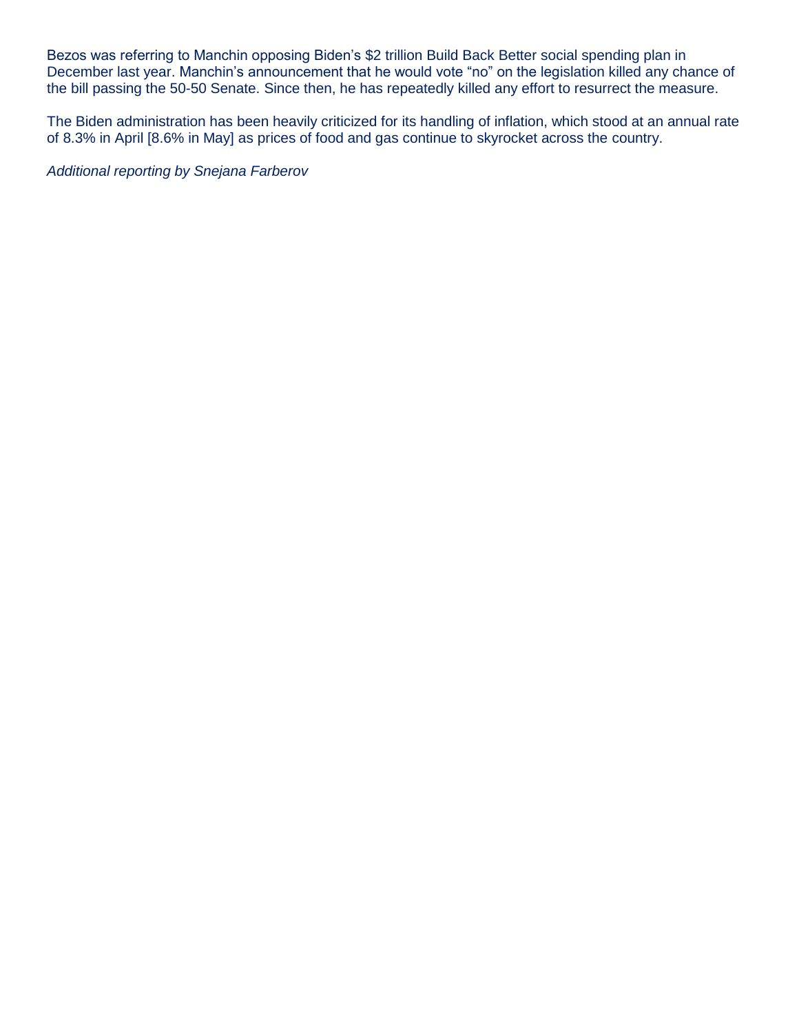Bezos was referring to Manchin opposing Biden's $2 trillion Build Back Better social spending plan in December last year. Manchin's announcement that he would vote "no" on the legislation killed any chance of the bill passing the 50-50 Senate. Since then, he has repeatedly killed any effort to resurrect the measure.

The Biden administration has been heavily criticized for its handling of inflation, which stood at an annual rate of 8.3% in April [8.6% in May] as prices of food and gas continue to skyrocket across the country.

*Additional reporting by Snejana Farberov*